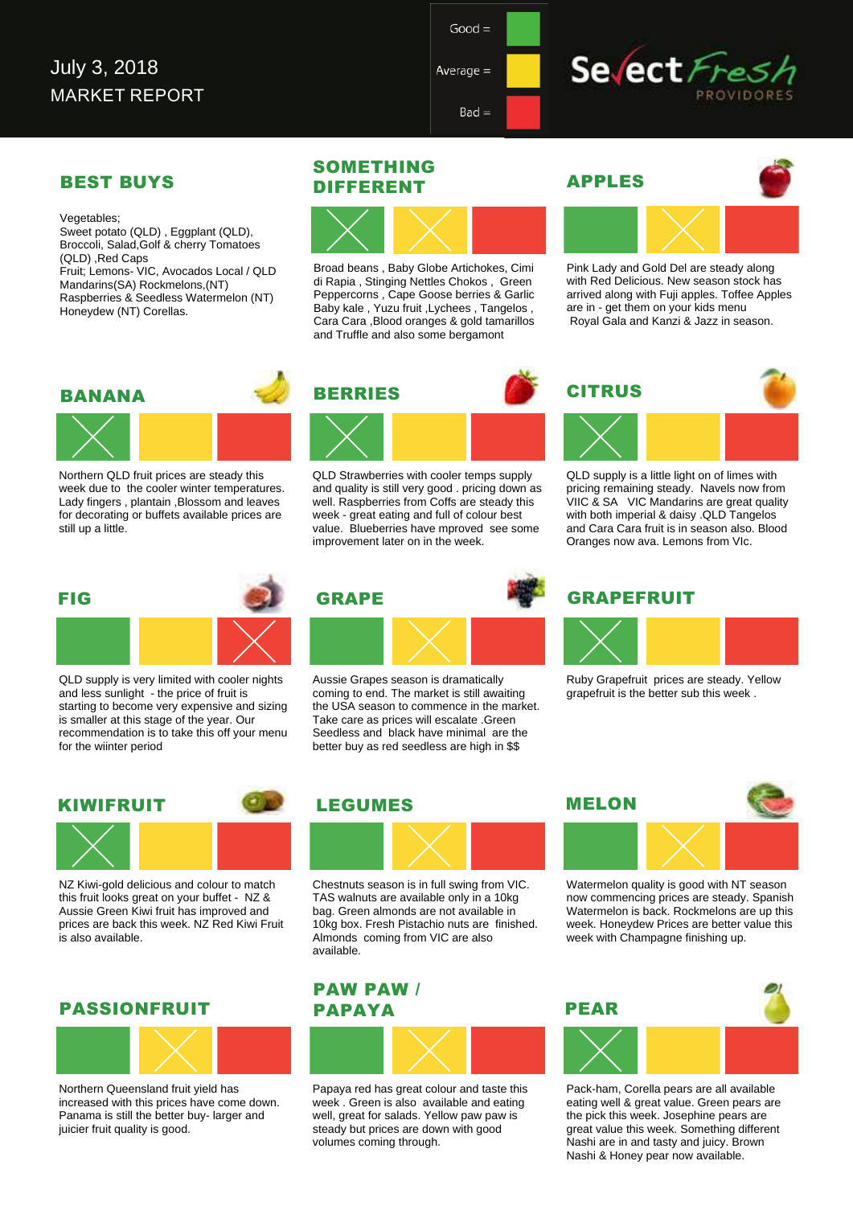July 3, 2018

MARKET REPORT

Good = | Average = | Bad =

Select Fresh PROVIDORES

## BEST BUYS

Vegetables;
Sweet potato (QLD) , Eggplant (QLD), Broccoli, Salad,Golf & cherry Tomatoes (QLD) ,Red Caps
Fruit; Lemons- VIC, Avocados Local / QLD Mandarins(SA) Rockmelons,(NT) Raspberries & Seedless Watermelon (NT) Honeydew (NT) Corellas.

## SOMETHING DIFFERENT

Broad beans , Baby Globe Artichokes, Cimi di Rapia , Stinging Nettles Chokos , Green Peppercorns , Cape Goose berries & Garlic Baby kale , Yuzu fruit ,Lychees , Tangelos , Cara Cara ,Blood oranges & gold tamarillos and Truffle and also some bergamont

## APPLES

Pink Lady and Gold Del are steady along with Red Delicious. New season stock has arrived along with Fuji apples. Toffee Apples are in - get them on your kids menu
Royal Gala and Kanzi & Jazz in season.

## BANANA

Northern QLD fruit prices are steady this week due to the cooler winter temperatures. Lady fingers , plantain ,Blossom and leaves for decorating or buffets available prices are still up a little.

## BERRIES

QLD Strawberries with cooler temps supply and quality is still very good . pricing down as well. Raspberries from Coffs are steady this week - great eating and full of colour best value. Blueberries have mproved see some improvement later on in the week.

## CITRUS

QLD supply is a little light on of limes with pricing remaining steady. Navels now from VIIC & SA VIC Mandarins are great quality with both imperial & daisy .QLD Tangelos and Cara Cara fruit is in season also. Blood Oranges now ava. Lemons from VIc.

## FIG

QLD supply is very limited with cooler nights and less sunlight - the price of fruit is starting to become very expensive and sizing is smaller at this stage of the year. Our recommendation is to take this off your menu for the wiinter period

## GRAPE

Aussie Grapes season is dramatically coming to end. The market is still awaiting the USA season to commence in the market. Take care as prices will escalate .Green Seedless and black have minimal are the better buy as red seedless are high in $$

## GRAPEFRUIT

Ruby Grapefruit prices are steady. Yellow grapefruit is the better sub this week .

## KIWIFRUIT

NZ Kiwi-gold delicious and colour to match this fruit looks great on your buffet - NZ & Aussie Green Kiwi fruit has improved and prices are back this week. NZ Red Kiwi Fruit is also available.

## LEGUMES

Chestnuts season is in full swing from VIC. TAS walnuts are available only in a 10kg bag. Green almonds are not available in 10kg box. Fresh Pistachio nuts are finished. Almonds coming from VIC are also available.

## MELON

Watermelon quality is good with NT season now commencing prices are steady. Spanish Watermelon is back. Rockmelons are up this week. Honeydew Prices are better value this week with Champagne finishing up.

## PASSIONFRUIT

Northern Queensland fruit yield has increased with this prices have come down. Panama is still the better buy- larger and juicier fruit quality is good.

## PAW PAW / PAPAYA

Papaya red has great colour and taste this week . Green is also available and eating well, great for salads. Yellow paw paw is steady but prices are down with good volumes coming through.

## PEAR

Pack-ham, Corella pears are all available eating well & great value. Green pears are the pick this week. Josephine pears are great value this week. Something different Nashi are in and tasty and juicy. Brown Nashi & Honey pear now available.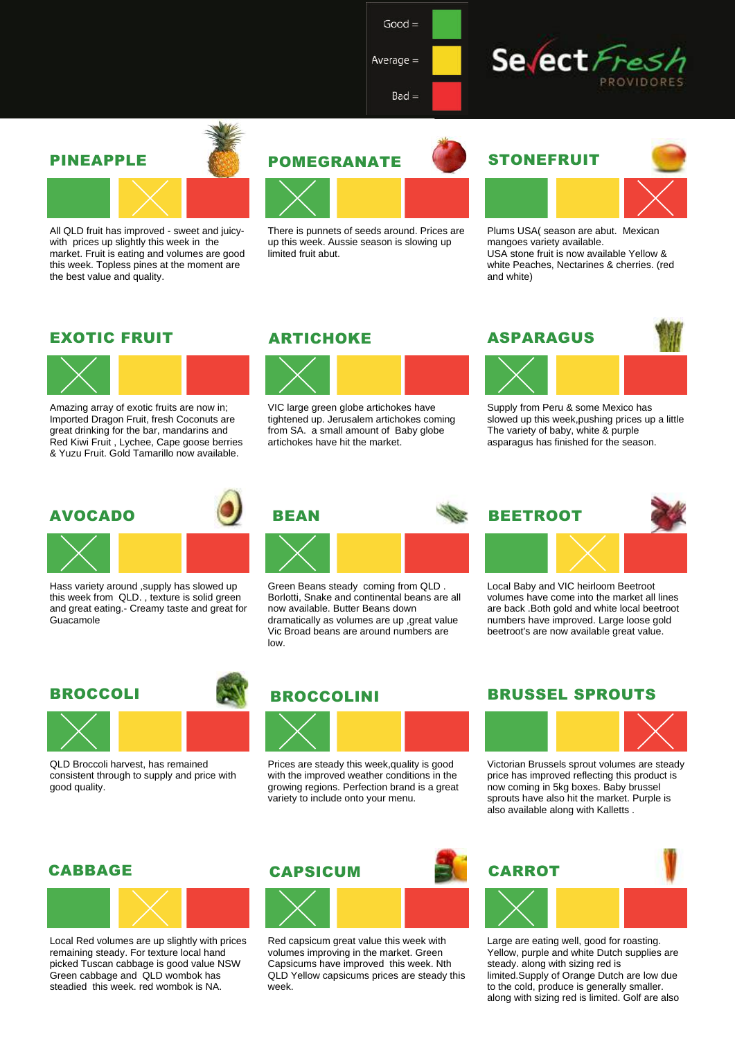Good = | Average = | Bad =

Select Fresh PROVIDORES

## PINEAPPLE

| Good | Average | Bad |
|---|---|---|
| | X | |

All QLD fruit has improved - sweet and juicy- with prices up slightly this week in the market. Fruit is eating and volumes are good this week. Topless pines at the moment are the best value and quality.

## POMEGRANATE

| Good | Average | Bad |
|---|---|---|
| X | | |

There is punnets of seeds around. Prices are up this week. Aussie season is slowing up limited fruit abut.

## STONEFRUIT

| Good | Average | Bad |
|---|---|---|
| | | X |

Plums USA( season are abut. Mexican mangoes variety available.
USA stone fruit is now available Yellow & white Peaches, Nectarines & cherries. (red and white)

## EXOTIC FRUIT

| Good | Average | Bad |
|---|---|---|
| X | | |

Amazing array of exotic fruits are now in; Imported Dragon Fruit, fresh Coconuts are great drinking for the bar, mandarins and Red Kiwi Fruit , Lychee, Cape goose berries & Yuzu Fruit. Gold Tamarillo now available.

## ARTICHOKE

| Good | Average | Bad |
|---|---|---|
| X | | |

VIC large green globe artichokes have tightened up. Jerusalem artichokes coming from SA. a small amount of Baby globe artichokes have hit the market.

## ASPARAGUS

| Good | Average | Bad |
|---|---|---|
| X | | |

Supply from Peru & some Mexico has slowed up this week,pushing prices up a little The variety of baby, white & purple asparagus has finished for the season.

## AVOCADO

| Good | Average | Bad |
|---|---|---|
| X | | |

Hass variety around ,supply has slowed up this week from QLD. , texture is solid green and great eating.- Creamy taste and great for Guacamole

## BEAN

| Good | Average | Bad |
|---|---|---|
| X | | |

Green Beans steady coming from QLD . Borlotti, Snake and continental beans are all now available. Butter Beans down dramatically as volumes are up ,great value Vic Broad beans are around numbers are low.

## BEETROOT

| Good | Average | Bad |
|---|---|---|
| | X | |

Local Baby and VIC heirloom Beetroot volumes have come into the market all lines are back .Both gold and white local beetroot numbers have improved. Large loose gold beetroot's are now available great value.

## BROCCOLI

| Good | Average | Bad |
|---|---|---|
| X | | |

QLD Broccoli harvest, has remained consistent through to supply and price with good quality.

## BROCCOLINI

| Good | Average | Bad |
|---|---|---|
| X | | |

Prices are steady this week,quality is good with the improved weather conditions in the growing regions. Perfection brand is a great variety to include onto your menu.

## BRUSSEL SPROUTS

| Good | Average | Bad |
|---|---|---|
| | | X |

Victorian Brussels sprout volumes are steady price has improved reflecting this product is now coming in 5kg boxes. Baby brussel sprouts have also hit the market. Purple is also available along with Kalletts .

## CABBAGE

| Good | Average | Bad |
|---|---|---|
| | X | |

Local Red volumes are up slightly with prices remaining steady. For texture local hand picked Tuscan cabbage is good value NSW Green cabbage and QLD wombok has steadied this week. red wombok is NA.

## CAPSICUM

| Good | Average | Bad |
|---|---|---|
| X | | |

Red capsicum great value this week with volumes improving in the market. Green Capsicums have improved this week. Nth QLD Yellow capsicums prices are steady this week.

## CARROT

| Good | Average | Bad |
|---|---|---|
| X | | |

Large are eating well, good for roasting. Yellow, purple and white Dutch supplies are steady. along with sizing red is limited.Supply of Orange Dutch are low due to the cold, produce is generally smaller. along with sizing red is limited. Golf are also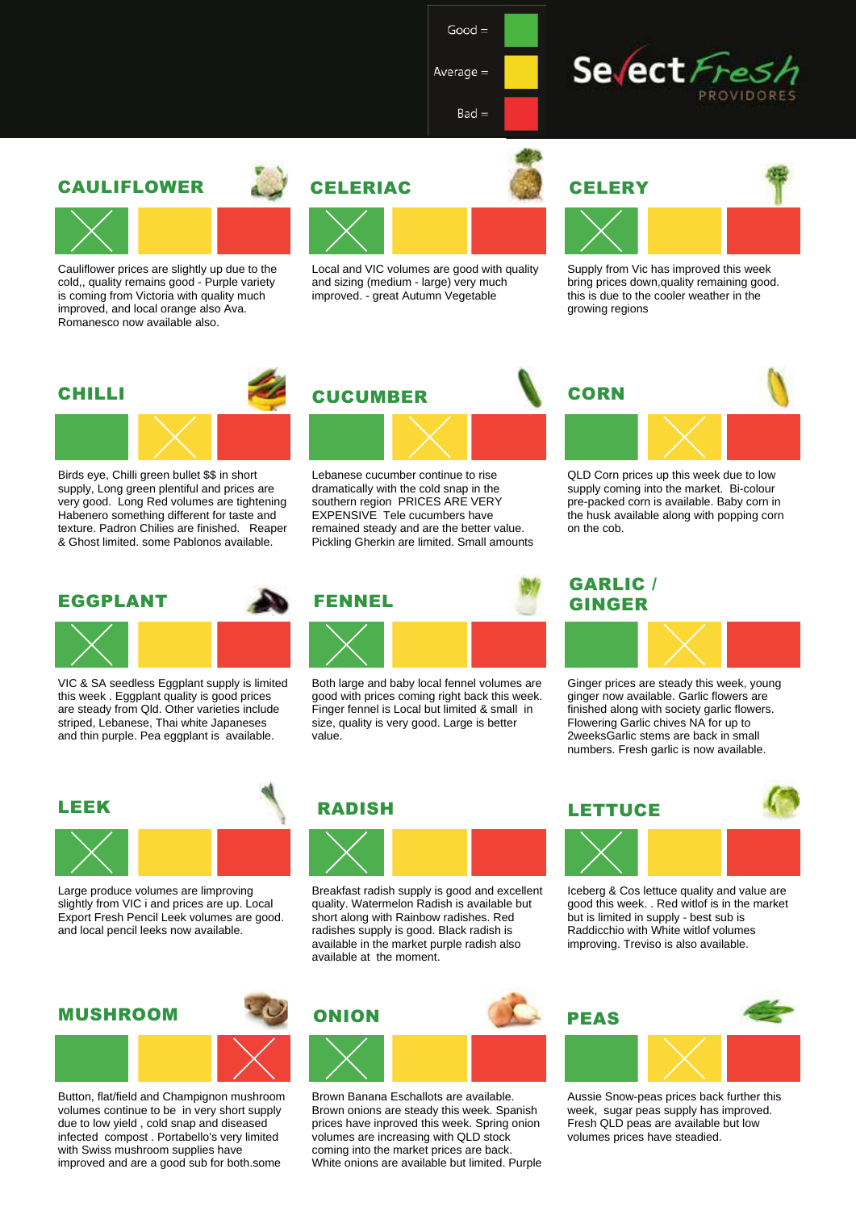Good = 

Average = 

Bad = 

Select Fresh PROVIDORES

## CAULIFLOWER

Rating: Good

Cauliflower prices are slightly up due to the cold,, quality remains good - Purple variety is coming from Victoria with quality much improved, and local orange also Ava. Romanesco now available also.

## CELERIAC

Rating: Good

Local and VIC volumes are good with quality and sizing (medium - large) very much improved. - great Autumn Vegetable

## CELERY

Rating: Good

Supply from Vic has improved this week bring prices down,quality remaining good. this is due to the cooler weather in the growing regions

## CHILLI

Rating: Average

Birds eye, Chilli green bullet $$ in short supply, Long green plentiful and prices are very good. Long Red volumes are tightening Habenero something different for taste and texture. Padron Chilies are finished. Reaper & Ghost limited. some Pablonos available.

## CUCUMBER

Rating: Average

Lebanese cucumber continue to rise dramatically with the cold snap in the southern region PRICES ARE VERY EXPENSIVE Tele cucumbers have remained steady and are the better value. Pickling Gherkin are limited. Small amounts

## CORN

Rating: Average

QLD Corn prices up this week due to low supply coming into the market. Bi-colour pre-packed corn is available. Baby corn in the husk available along with popping corn on the cob.

## EGGPLANT

Rating: Good

VIC & SA seedless Eggplant supply is limited this week . Eggplant quality is good prices are steady from Qld. Other varieties include striped, Lebanese, Thai white Japaneses and thin purple. Pea eggplant is available.

## FENNEL

Rating: Good

Both large and baby local fennel volumes are good with prices coming right back this week. Finger fennel is Local but limited & small in size, quality is very good. Large is better value.

## GARLIC / GINGER

Rating: Average

Ginger prices are steady this week, young ginger now available. Garlic flowers are finished along with society garlic flowers. Flowering Garlic chives NA for up to 2weeksGarlic stems are back in small numbers. Fresh garlic is now available.

## LEEK

Rating: Good

Large produce volumes are limproving slightly from VIC i and prices are up. Local Export Fresh Pencil Leek volumes are good. and local pencil leeks now available.

## RADISH

Rating: Good

Breakfast radish supply is good and excellent quality. Watermelon Radish is available but short along with Rainbow radishes. Red radishes supply is good. Black radish is available in the market purple radish also available at the moment.

## LETTUCE

Rating: Good

Iceberg & Cos lettuce quality and value are good this week. . Red witlof is in the market but is limited in supply - best sub is Raddicchio with White witlof volumes improving. Treviso is also available.

## MUSHROOM

Rating: Bad

Button, flat/field and Champignon mushroom volumes continue to be in very short supply due to low yield , cold snap and diseased infected compost . Portabello's very limited with Swiss mushroom supplies have improved and are a good sub for both.some

## ONION

Rating: Good

Brown Banana Eschallots are available. Brown onions are steady this week. Spanish prices have inproved this week. Spring onion volumes are increasing with QLD stock coming into the market prices are back. White onions are available but limited. Purple

## PEAS

Rating: Average

Aussie Snow-peas prices back further this week, sugar peas supply has improved. Fresh QLD peas are available but low volumes prices have steadied.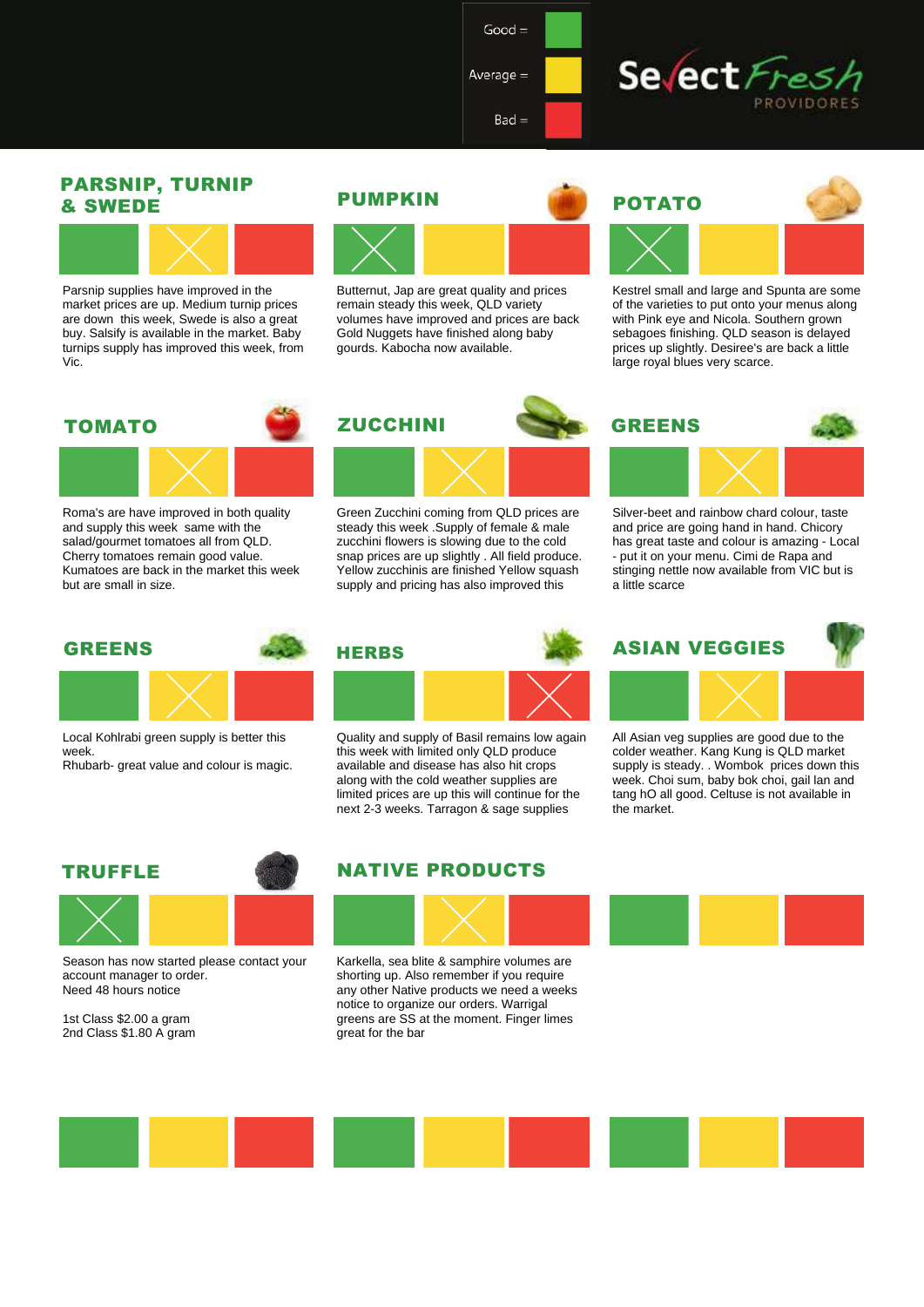Good =

Average =

Bad =

Select Fresh PROVIDORES

## PARSNIP, TURNIP & SWEDE

Rating: Average

Parsnip supplies have improved in the market prices are up. Medium turnip prices are down this week, Swede is also a great buy. Salsify is available in the market. Baby turnips supply has improved this week, from Vic.

## PUMPKIN

Rating: Good

Butternut, Jap are great quality and prices remain steady this week, QLD variety volumes have improved and prices are back Gold Nuggets have finished along baby gourds. Kabocha now available.

## POTATO

Rating: Good

Kestrel small and large and Spunta are some of the varieties to put onto your menus along with Pink eye and Nicola. Southern grown sebagoes finishing. QLD season is delayed prices up slightly. Desiree's are back a little large royal blues very scarce.

## TOMATO

Rating: Average

Roma's are have improved in both quality and supply this week same with the salad/gourmet tomatoes all from QLD. Cherry tomatoes remain good value. Kumatoes are back in the market this week but are small in size.

## ZUCCHINI

Rating: Average

Green Zucchini coming from QLD prices are steady this week .Supply of female & male zucchini flowers is slowing due to the cold snap prices are up slightly . All field produce. Yellow zucchinis are finished Yellow squash supply and pricing has also improved this

## GREENS

Rating: Average

Silver-beet and rainbow chard colour, taste and price are going hand in hand. Chicory has great taste and colour is amazing - Local - put it on your menu. Cimi de Rapa and stinging nettle now available from VIC but is a little scarce

## GREENS

Rating: Average

Local Kohlrabi green supply is better this week.
Rhubarb- great value and colour is magic.

## HERBS

Rating: Bad

Quality and supply of Basil remains low again this week with limited only QLD produce available and disease has also hit crops along with the cold weather supplies are limited prices are up this will continue for the next 2-3 weeks. Tarragon & sage supplies

## ASIAN VEGGIES

Rating: Average

All Asian veg supplies are good due to the colder weather. Kang Kung is QLD market supply is steady. . Wombok prices down this week. Choi sum, baby bok choi, gail lan and tang hO all good. Celtuse is not available in the market.

## TRUFFLE

Rating: Good

Season has now started please contact your account manager to order.
Need 48 hours notice

1st Class $2.00 a gram
2nd Class $1.80 A gram

## NATIVE PRODUCTS

Rating: Average

Karkella, sea blite & samphire volumes are shorting up. Also remember if you require any other Native products we need a weeks notice to organize our orders. Warrigal greens are SS at the moment. Finger limes great for the bar